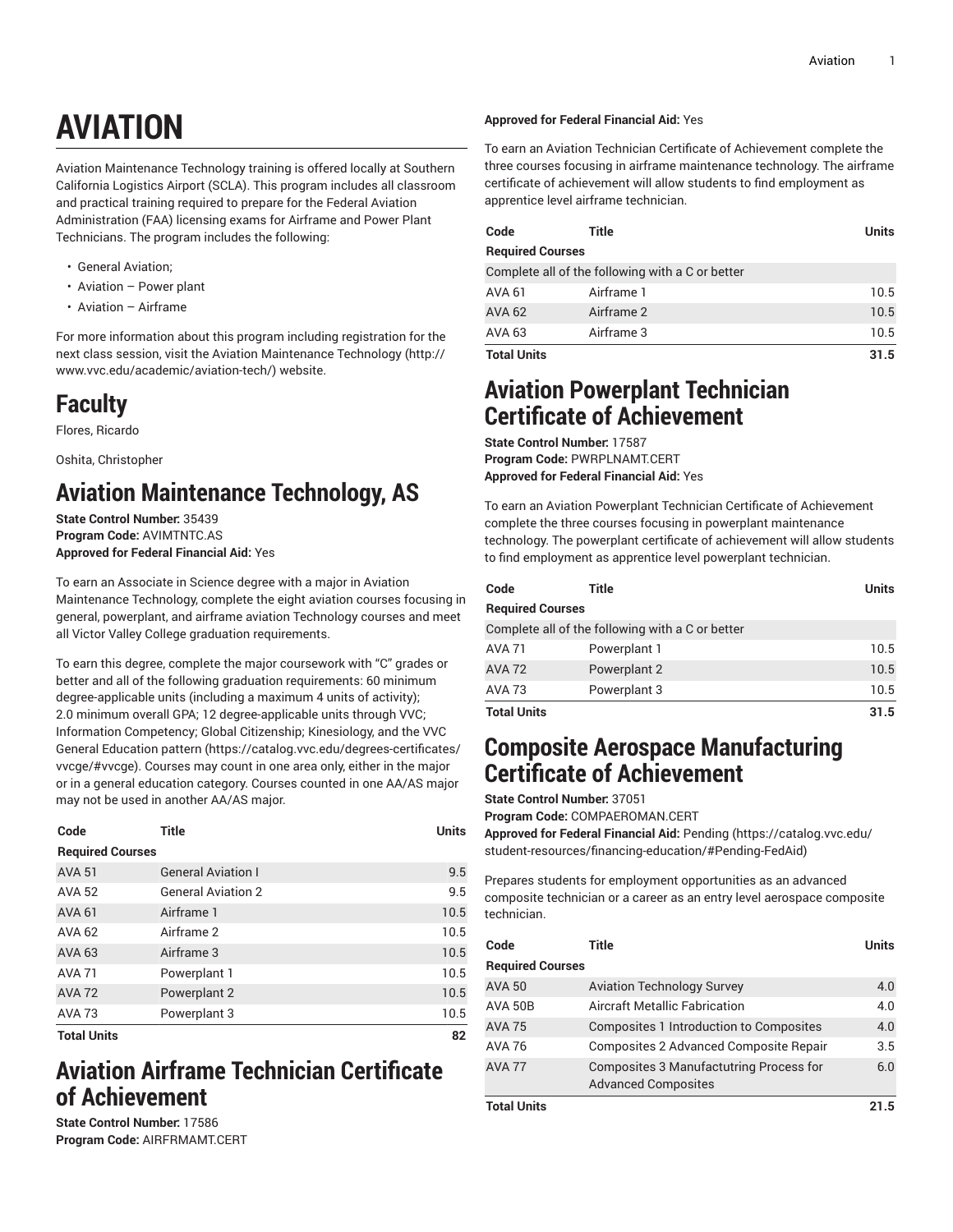# AVIATION

Aviation Maintenance Technology training is offered locally at Southern California Logistics Airport (SCLA). This program includes all classroom and practical training required to prepare for the Federal Aviation Administration (FAA) licensing exams for Airframe and Power Plant Technicians. The program includes the following:

- General Aviation;
- Aviation – Power plant
- Aviation – Airframe

For more information about this program including registration for the next class session, visit the Aviation Maintenance Technology (http://www.vvc.edu/academic/aviation-tech/) website.

## Faculty

Flores, Ricardo

Oshita, Christopher

## Aviation Maintenance Technology, AS

**State Control Number:** 35439
**Program Code:** AVIMTNTC.AS
**Approved for Federal Financial Aid:** Yes

To earn an Associate in Science degree with a major in Aviation Maintenance Technology, complete the eight aviation courses focusing in general, powerplant, and airframe aviation Technology courses and meet all Victor Valley College graduation requirements.

To earn this degree, complete the major coursework with "C" grades or better and all of the following graduation requirements: 60 minimum degree-applicable units (including a maximum 4 units of activity); 2.0 minimum overall GPA; 12 degree-applicable units through VVC; Information Competency; Global Citizenship; Kinesiology, and the VVC General Education pattern (https://catalog.vvc.edu/degrees-certificates/vvcge/#vvcge). Courses may count in one area only, either in the major or in a general education category. Courses counted in one AA/AS major may not be used in another AA/AS major.

| Code | Title | Units |
|---|---|---|
| **Required Courses** | | |
| AVA 51 | General Aviation I | 9.5 |
| AVA 52 | General Aviation 2 | 9.5 |
| AVA 61 | Airframe 1 | 10.5 |
| AVA 62 | Airframe 2 | 10.5 |
| AVA 63 | Airframe 3 | 10.5 |
| AVA 71 | Powerplant 1 | 10.5 |
| AVA 72 | Powerplant 2 | 10.5 |
| AVA 73 | Powerplant 3 | 10.5 |
| **Total Units** | | **82** |

## Aviation Airframe Technician Certificate of Achievement

**State Control Number:** 17586
**Program Code:** AIRFRMAMT.CERT
**Approved for Federal Financial Aid:** Yes

To earn an Aviation Technician Certificate of Achievement complete the three courses focusing in airframe maintenance technology. The airframe certificate of achievement will allow students to find employment as apprentice level airframe technician.

| Code | Title | Units |
|---|---|---|
| **Required Courses** | | |
| Complete all of the following with a C or better | | |
| AVA 61 | Airframe 1 | 10.5 |
| AVA 62 | Airframe 2 | 10.5 |
| AVA 63 | Airframe 3 | 10.5 |
| **Total Units** | | **31.5** |

## Aviation Powerplant Technician Certificate of Achievement

**State Control Number:** 17587
**Program Code:** PWRPLNAMT.CERT
**Approved for Federal Financial Aid:** Yes

To earn an Aviation Powerplant Technician Certificate of Achievement complete the three courses focusing in powerplant maintenance technology. The powerplant certificate of achievement will allow students to find employment as apprentice level powerplant technician.

| Code | Title | Units |
|---|---|---|
| **Required Courses** | | |
| Complete all of the following with a C or better | | |
| AVA 71 | Powerplant 1 | 10.5 |
| AVA 72 | Powerplant 2 | 10.5 |
| AVA 73 | Powerplant 3 | 10.5 |
| **Total Units** | | **31.5** |

## Composite Aerospace Manufacturing Certificate of Achievement

**State Control Number:** 37051
**Program Code:** COMPAEROMAN.CERT
**Approved for Federal Financial Aid:** Pending (https://catalog.vvc.edu/student-resources/financing-education/#Pending-FedAid)

Prepares students for employment opportunities as an advanced composite technician or a career as an entry level aerospace composite technician.

| Code | Title | Units |
|---|---|---|
| **Required Courses** | | |
| AVA 50 | Aviation Technology Survey | 4.0 |
| AVA 50B | Aircraft Metallic Fabrication | 4.0 |
| AVA 75 | Composites 1 Introduction to Composites | 4.0 |
| AVA 76 | Composites 2 Advanced Composite Repair | 3.5 |
| AVA 77 | Composites 3 Manufactutring Process for Advanced Composites | 6.0 |
| **Total Units** | | **21.5** |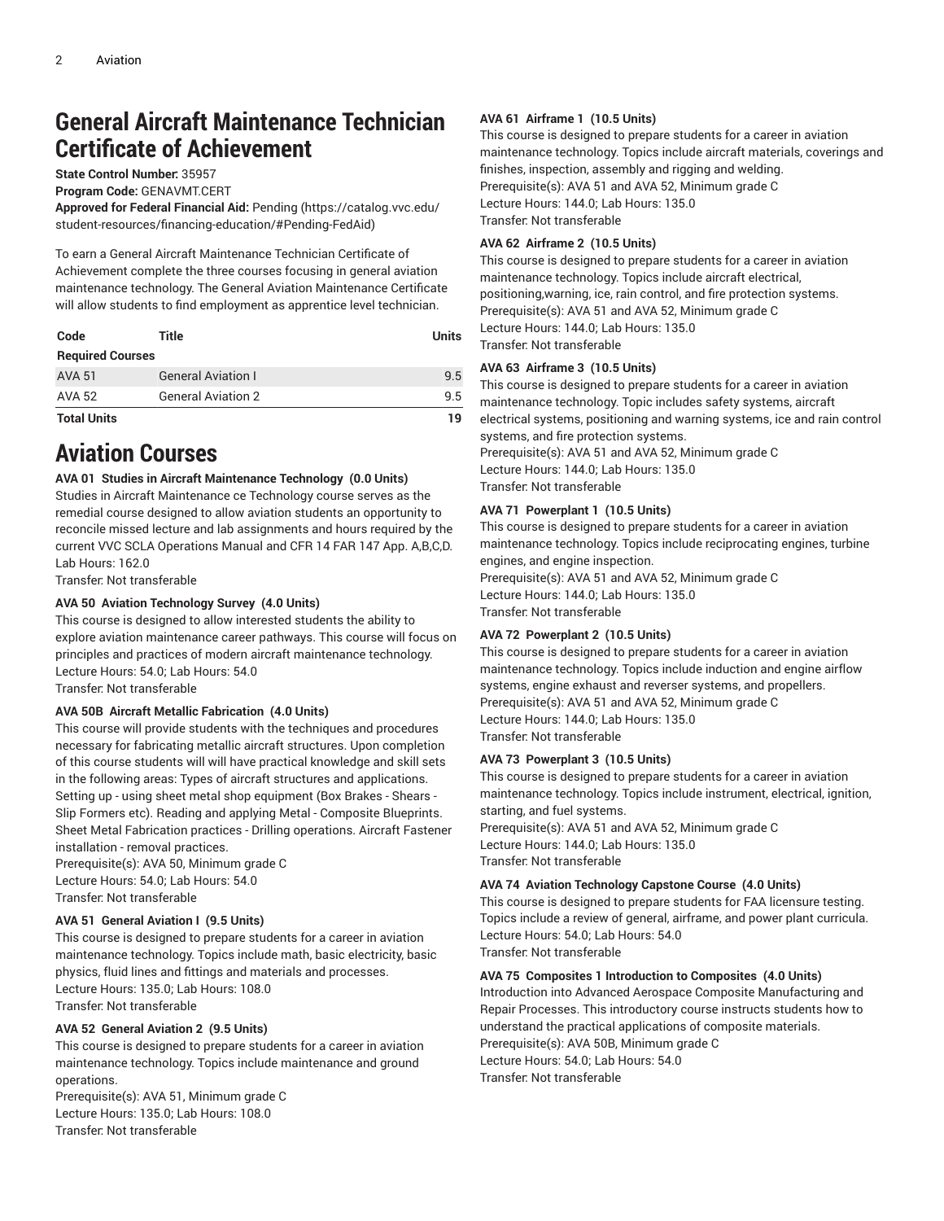# General Aircraft Maintenance Technician Certificate of Achievement

**State Control Number:** 35957

**Program Code:** GENAVMT.CERT

**Approved for Federal Financial Aid:** Pending (https://catalog.vvc.edu/student-resources/financing-education/#Pending-FedAid)

To earn a General Aircraft Maintenance Technician Certificate of Achievement complete the three courses focusing in general aviation maintenance technology. The General Aviation Maintenance Certificate will allow students to find employment as apprentice level technician.

| Code | Title | Units |
|---|---|---|
| **Required Courses** | | |
| AVA 51 | General Aviation I | 9.5 |
| AVA 52 | General Aviation 2 | 9.5 |
| **Total Units** | | **19** |

# Aviation Courses

**AVA 01 Studies in Aircraft Maintenance Technology (0.0 Units)**

Studies in Aircraft Maintenance ce Technology course serves as the remedial course designed to allow aviation students an opportunity to reconcile missed lecture and lab assignments and hours required by the current VVC SCLA Operations Manual and CFR 14 FAR 147 App. A,B,C,D.
Lab Hours: 162.0
Transfer: Not transferable

**AVA 50 Aviation Technology Survey (4.0 Units)**

This course is designed to allow interested students the ability to explore aviation maintenance career pathways. This course will focus on principles and practices of modern aircraft maintenance technology.
Lecture Hours: 54.0; Lab Hours: 54.0
Transfer: Not transferable

**AVA 50B Aircraft Metallic Fabrication (4.0 Units)**

This course will provide students with the techniques and procedures necessary for fabricating metallic aircraft structures. Upon completion of this course students will will have practical knowledge and skill sets in the following areas: Types of aircraft structures and applications. Setting up - using sheet metal shop equipment (Box Brakes - Shears - Slip Formers etc). Reading and applying Metal - Composite Blueprints. Sheet Metal Fabrication practices - Drilling operations. Aircraft Fastener installation - removal practices.
Prerequisite(s): AVA 50, Minimum grade C
Lecture Hours: 54.0; Lab Hours: 54.0
Transfer: Not transferable

**AVA 51 General Aviation I (9.5 Units)**

This course is designed to prepare students for a career in aviation maintenance technology. Topics include math, basic electricity, basic physics, fluid lines and fittings and materials and processes.
Lecture Hours: 135.0; Lab Hours: 108.0
Transfer: Not transferable

**AVA 52 General Aviation 2 (9.5 Units)**

This course is designed to prepare students for a career in aviation maintenance technology. Topics include maintenance and ground operations.
Prerequisite(s): AVA 51, Minimum grade C
Lecture Hours: 135.0; Lab Hours: 108.0
Transfer: Not transferable

**AVA 61 Airframe 1 (10.5 Units)**

This course is designed to prepare students for a career in aviation maintenance technology. Topics include aircraft materials, coverings and finishes, inspection, assembly and rigging and welding.
Prerequisite(s): AVA 51 and AVA 52, Minimum grade C
Lecture Hours: 144.0; Lab Hours: 135.0
Transfer: Not transferable

**AVA 62 Airframe 2 (10.5 Units)**

This course is designed to prepare students for a career in aviation maintenance technology. Topics include aircraft electrical, positioning,warning, ice, rain control, and fire protection systems.
Prerequisite(s): AVA 51 and AVA 52, Minimum grade C
Lecture Hours: 144.0; Lab Hours: 135.0
Transfer: Not transferable

**AVA 63 Airframe 3 (10.5 Units)**

This course is designed to prepare students for a career in aviation maintenance technology. Topic includes safety systems, aircraft electrical systems, positioning and warning systems, ice and rain control systems, and fire protection systems.
Prerequisite(s): AVA 51 and AVA 52, Minimum grade C
Lecture Hours: 144.0; Lab Hours: 135.0
Transfer: Not transferable

**AVA 71 Powerplant 1 (10.5 Units)**

This course is designed to prepare students for a career in aviation maintenance technology. Topics include reciprocating engines, turbine engines, and engine inspection.
Prerequisite(s): AVA 51 and AVA 52, Minimum grade C
Lecture Hours: 144.0; Lab Hours: 135.0
Transfer: Not transferable

**AVA 72 Powerplant 2 (10.5 Units)**

This course is designed to prepare students for a career in aviation maintenance technology. Topics include induction and engine airflow systems, engine exhaust and reverser systems, and propellers.
Prerequisite(s): AVA 51 and AVA 52, Minimum grade C
Lecture Hours: 144.0; Lab Hours: 135.0
Transfer: Not transferable

**AVA 73 Powerplant 3 (10.5 Units)**

This course is designed to prepare students for a career in aviation maintenance technology. Topics include instrument, electrical, ignition, starting, and fuel systems.
Prerequisite(s): AVA 51 and AVA 52, Minimum grade C
Lecture Hours: 144.0; Lab Hours: 135.0
Transfer: Not transferable

**AVA 74 Aviation Technology Capstone Course (4.0 Units)**

This course is designed to prepare students for FAA licensure testing. Topics include a review of general, airframe, and power plant curricula.
Lecture Hours: 54.0; Lab Hours: 54.0
Transfer: Not transferable

**AVA 75 Composites 1 Introduction to Composites (4.0 Units)**

Introduction into Advanced Aerospace Composite Manufacturing and Repair Processes. This introductory course instructs students how to understand the practical applications of composite materials.
Prerequisite(s): AVA 50B, Minimum grade C
Lecture Hours: 54.0; Lab Hours: 54.0
Transfer: Not transferable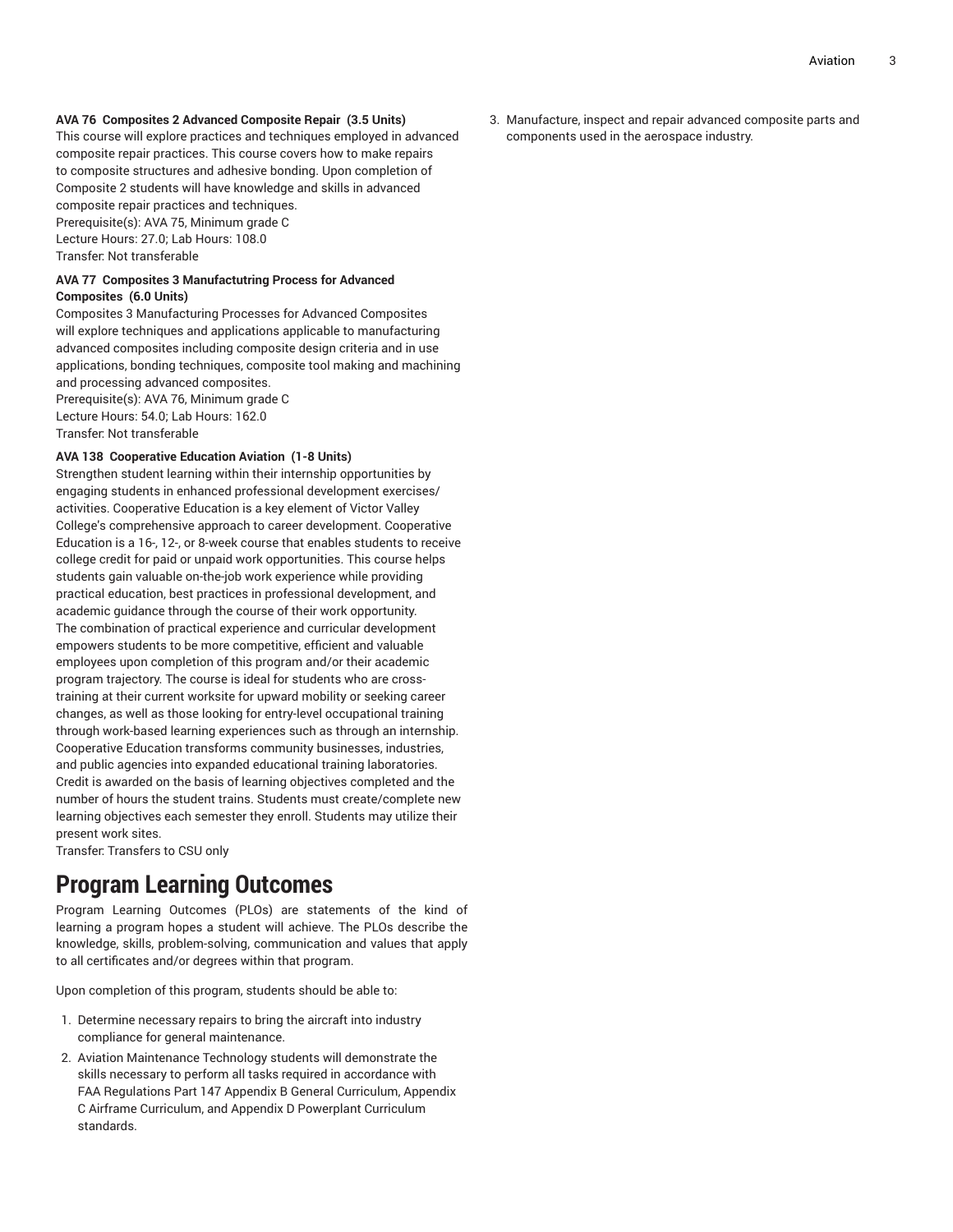**AVA 76 Composites 2 Advanced Composite Repair (3.5 Units)**
This course will explore practices and techniques employed in advanced composite repair practices. This course covers how to make repairs to composite structures and adhesive bonding. Upon completion of Composite 2 students will have knowledge and skills in advanced composite repair practices and techniques.
Prerequisite(s): AVA 75, Minimum grade C
Lecture Hours: 27.0; Lab Hours: 108.0
Transfer: Not transferable

**AVA 77 Composites 3 Manufactutring Process for Advanced Composites (6.0 Units)**
Composites 3 Manufacturing Processes for Advanced Composites will explore techniques and applications applicable to manufacturing advanced composites including composite design criteria and in use applications, bonding techniques, composite tool making and machining and processing advanced composites.
Prerequisite(s): AVA 76, Minimum grade C
Lecture Hours: 54.0; Lab Hours: 162.0
Transfer: Not transferable

**AVA 138 Cooperative Education Aviation (1-8 Units)**
Strengthen student learning within their internship opportunities by engaging students in enhanced professional development exercises/activities. Cooperative Education is a key element of Victor Valley College's comprehensive approach to career development. Cooperative Education is a 16-, 12-, or 8-week course that enables students to receive college credit for paid or unpaid work opportunities. This course helps students gain valuable on-the-job work experience while providing practical education, best practices in professional development, and academic guidance through the course of their work opportunity. The combination of practical experience and curricular development empowers students to be more competitive, efficient and valuable employees upon completion of this program and/or their academic program trajectory. The course is ideal for students who are cross-training at their current worksite for upward mobility or seeking career changes, as well as those looking for entry-level occupational training through work-based learning experiences such as through an internship. Cooperative Education transforms community businesses, industries, and public agencies into expanded educational training laboratories. Credit is awarded on the basis of learning objectives completed and the number of hours the student trains. Students must create/complete new learning objectives each semester they enroll. Students may utilize their present work sites.
Transfer: Transfers to CSU only

# Program Learning Outcomes

Program Learning Outcomes (PLOs) are statements of the kind of learning a program hopes a student will achieve. The PLOs describe the knowledge, skills, problem-solving, communication and values that apply to all certificates and/or degrees within that program.

Upon completion of this program, students should be able to:

1. Determine necessary repairs to bring the aircraft into industry compliance for general maintenance.
2. Aviation Maintenance Technology students will demonstrate the skills necessary to perform all tasks required in accordance with FAA Regulations Part 147 Appendix B General Curriculum, Appendix C Airframe Curriculum, and Appendix D Powerplant Curriculum standards.
3. Manufacture, inspect and repair advanced composite parts and components used in the aerospace industry.